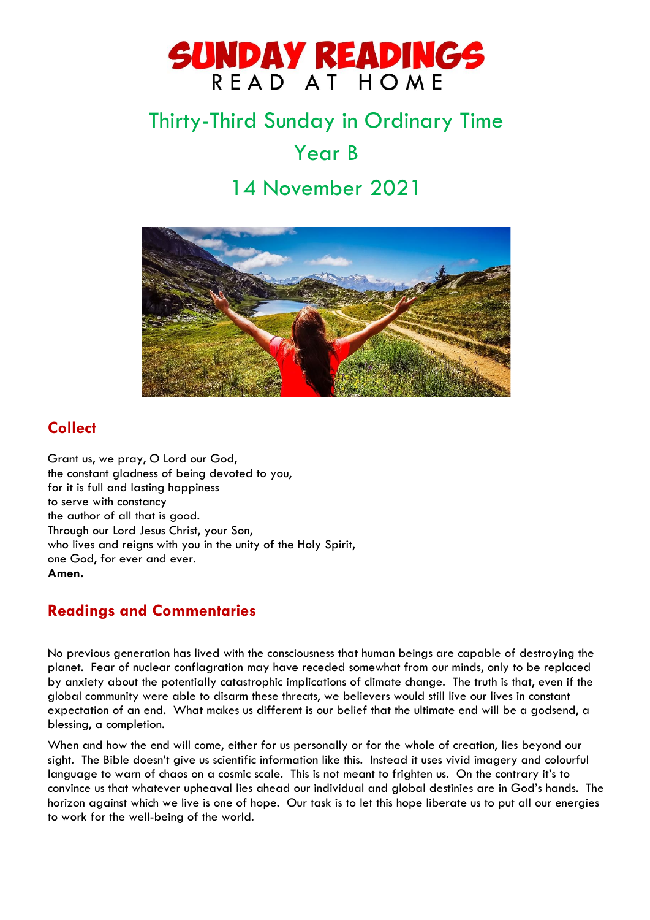# SUNDAY READINGS
READ AT HOME

## Thirty-Third Sunday in Ordinary Time

## Year B

## 14 November 2021

## Collect

Grant us, we pray, O Lord our God,
the constant gladness of being devoted to you,
for it is full and lasting happiness
to serve with constancy
the author of all that is good.
Through our Lord Jesus Christ, your Son,
who lives and reigns with you in the unity of the Holy Spirit,
one God, for ever and ever.
**Amen.**

## Readings and Commentaries

No previous generation has lived with the consciousness that human beings are capable of destroying the planet. Fear of nuclear conflagration may have receded somewhat from our minds, only to be replaced by anxiety about the potentially catastrophic implications of climate change. The truth is that, even if the global community were able to disarm these threats, we believers would still live our lives in constant expectation of an end. What makes us different is our belief that the ultimate end will be a godsend, a blessing, a completion.

When and how the end will come, either for us personally or for the whole of creation, lies beyond our sight. The Bible doesn't give us scientific information like this. Instead it uses vivid imagery and colourful language to warn of chaos on a cosmic scale. This is not meant to frighten us. On the contrary it's to convince us that whatever upheaval lies ahead our individual and global destinies are in God's hands. The horizon against which we live is one of hope. Our task is to let this hope liberate us to put all our energies to work for the well-being of the world.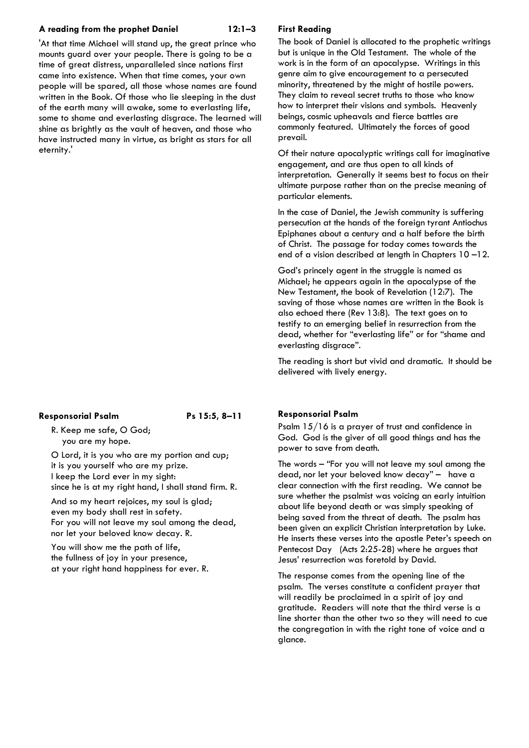**A reading from the prophet Daniel 12:1–3**

'At that time Michael will stand up, the great prince who mounts guard over your people. There is going to be a time of great distress, unparalleled since nations first came into existence. When that time comes, your own people will be spared, all those whose names are found written in the Book. Of those who lie sleeping in the dust of the earth many will awake, some to everlasting life, some to shame and everlasting disgrace. The learned will shine as brightly as the vault of heaven, and those who have instructed many in virtue, as bright as stars for all eternity.'

**First Reading**

The book of Daniel is allocated to the prophetic writings but is unique in the Old Testament. The whole of the work is in the form of an apocalypse. Writings in this genre aim to give encouragement to a persecuted minority, threatened by the might of hostile powers. They claim to reveal secret truths to those who know how to interpret their visions and symbols. Heavenly beings, cosmic upheavals and fierce battles are commonly featured. Ultimately the forces of good prevail.

Of their nature apocalyptic writings call for imaginative engagement, and are thus open to all kinds of interpretation. Generally it seems best to focus on their ultimate purpose rather than on the precise meaning of particular elements.

In the case of Daniel, the Jewish community is suffering persecution at the hands of the foreign tyrant Antiochus Epiphanes about a century and a half before the birth of Christ. The passage for today comes towards the end of a vision described at length in Chapters 10 –12.

God's princely agent in the struggle is named as Michael; he appears again in the apocalypse of the New Testament, the book of Revelation (12:7). The saving of those whose names are written in the Book is also echoed there (Rev 13:8). The text goes on to testify to an emerging belief in resurrection from the dead, whether for "everlasting life" or for "shame and everlasting disgrace".

The reading is short but vivid and dramatic. It should be delivered with lively energy.

**Responsorial Psalm Ps 15:5, 8–11**

R. Keep me safe, O God;
you are my hope.

O Lord, it is you who are my portion and cup;
it is you yourself who are my prize.
I keep the Lord ever in my sight:
since he is at my right hand, I shall stand firm. R.

And so my heart rejoices, my soul is glad;
even my body shall rest in safety.
For you will not leave my soul among the dead,
nor let your beloved know decay. R.

You will show me the path of life,
the fullness of joy in your presence,
at your right hand happiness for ever. R.

**Responsorial Psalm**

Psalm 15/16 is a prayer of trust and confidence in God. God is the giver of all good things and has the power to save from death.

The words – "For you will not leave my soul among the dead, nor let your beloved know decay" – have a clear connection with the first reading. We cannot be sure whether the psalmist was voicing an early intuition about life beyond death or was simply speaking of being saved from the threat of death. The psalm has been given an explicit Christian interpretation by Luke. He inserts these verses into the apostle Peter's speech on Pentecost Day (Acts 2:25-28) where he argues that Jesus' resurrection was foretold by David.

The response comes from the opening line of the psalm. The verses constitute a confident prayer that will readily be proclaimed in a spirit of joy and gratitude. Readers will note that the third verse is a line shorter than the other two so they will need to cue the congregation in with the right tone of voice and a glance.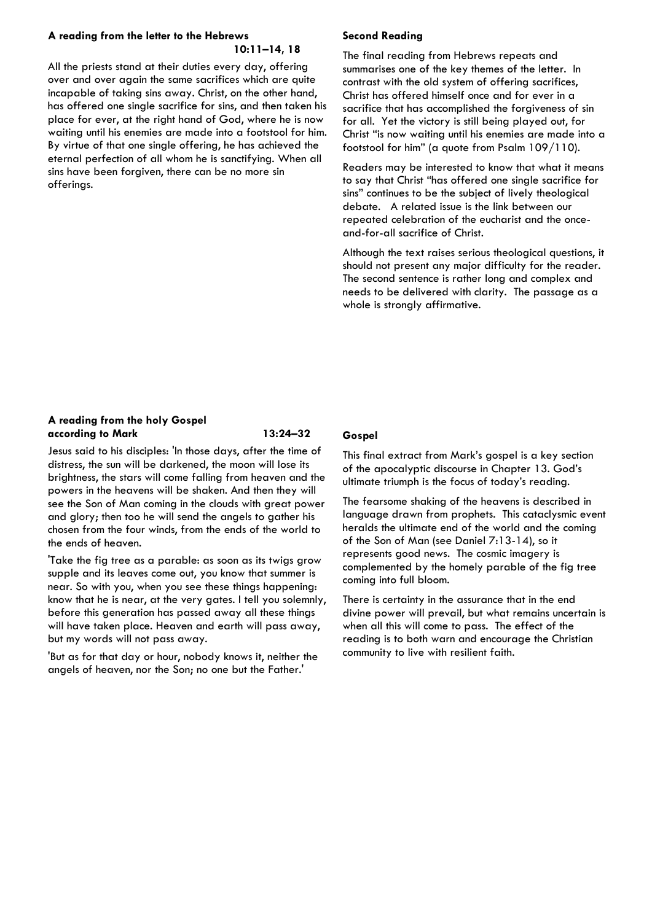**A reading from the letter to the Hebrews 10:11–14, 18**

All the priests stand at their duties every day, offering over and over again the same sacrifices which are quite incapable of taking sins away. Christ, on the other hand, has offered one single sacrifice for sins, and then taken his place for ever, at the right hand of God, where he is now waiting until his enemies are made into a footstool for him. By virtue of that one single offering, he has achieved the eternal perfection of all whom he is sanctifying. When all sins have been forgiven, there can be no more sin offerings.

**Second Reading**

The final reading from Hebrews repeats and summarises one of the key themes of the letter. In contrast with the old system of offering sacrifices, Christ has offered himself once and for ever in a sacrifice that has accomplished the forgiveness of sin for all. Yet the victory is still being played out, for Christ "is now waiting until his enemies are made into a footstool for him" (a quote from Psalm 109/110).

Readers may be interested to know that what it means to say that Christ "has offered one single sacrifice for sins" continues to be the subject of lively theological debate. A related issue is the link between our repeated celebration of the eucharist and the once-and-for-all sacrifice of Christ.

Although the text raises serious theological questions, it should not present any major difficulty for the reader. The second sentence is rather long and complex and needs to be delivered with clarity. The passage as a whole is strongly affirmative.

**A reading from the holy Gospel according to Mark 13:24–32**

Jesus said to his disciples: 'In those days, after the time of distress, the sun will be darkened, the moon will lose its brightness, the stars will come falling from heaven and the powers in the heavens will be shaken. And then they will see the Son of Man coming in the clouds with great power and glory; then too he will send the angels to gather his chosen from the four winds, from the ends of the world to the ends of heaven.

'Take the fig tree as a parable: as soon as its twigs grow supple and its leaves come out, you know that summer is near. So with you, when you see these things happening: know that he is near, at the very gates. I tell you solemnly, before this generation has passed away all these things will have taken place. Heaven and earth will pass away, but my words will not pass away.

'But as for that day or hour, nobody knows it, neither the angels of heaven, nor the Son; no one but the Father.'

**Gospel**

This final extract from Mark's gospel is a key section of the apocalyptic discourse in Chapter 13. God's ultimate triumph is the focus of today's reading.

The fearsome shaking of the heavens is described in language drawn from prophets. This cataclysmic event heralds the ultimate end of the world and the coming of the Son of Man (see Daniel 7:13-14), so it represents good news. The cosmic imagery is complemented by the homely parable of the fig tree coming into full bloom.

There is certainty in the assurance that in the end divine power will prevail, but what remains uncertain is when all this will come to pass. The effect of the reading is to both warn and encourage the Christian community to live with resilient faith.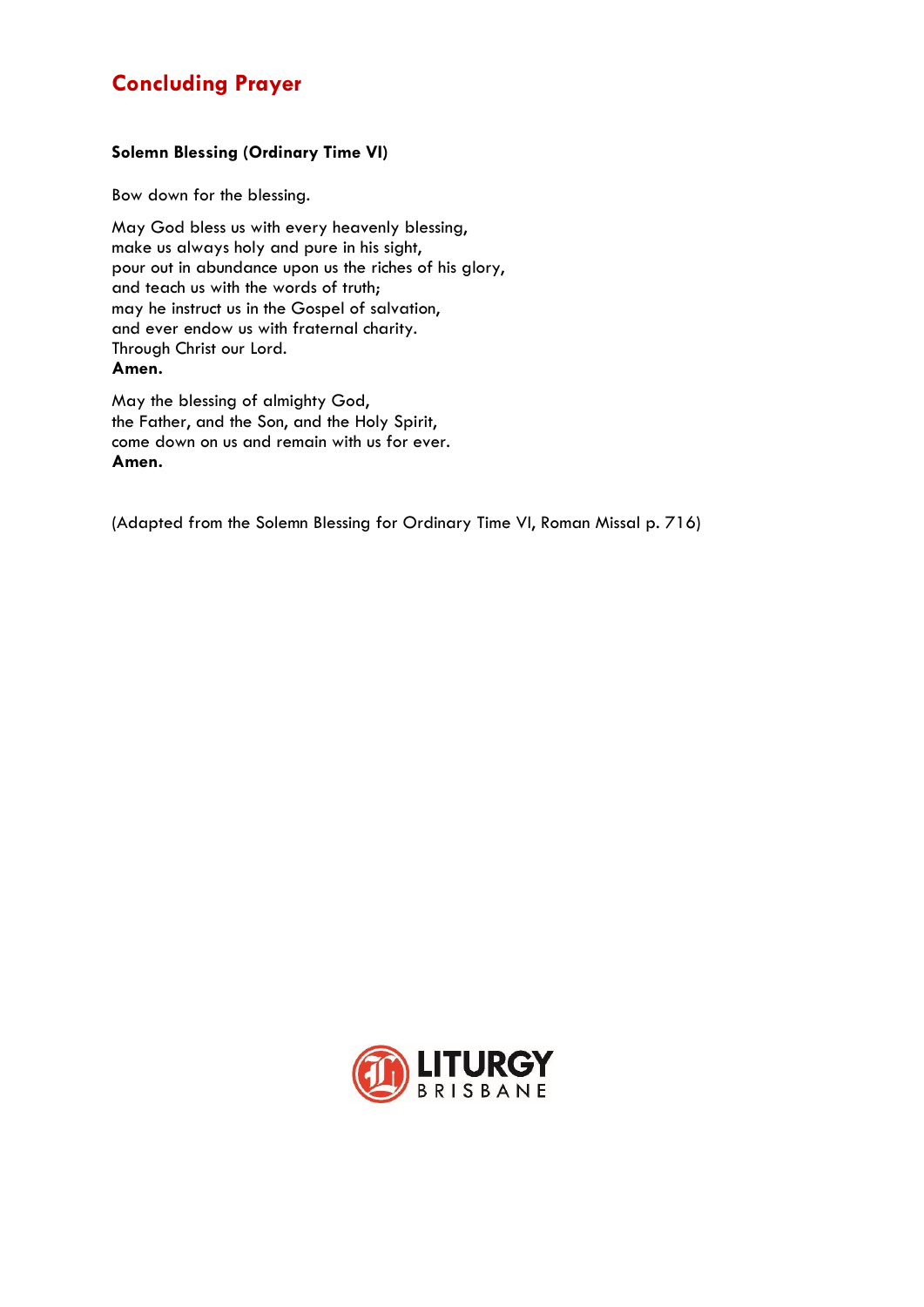# Concluding Prayer

**Solemn Blessing (Ordinary Time VI)**

Bow down for the blessing.

May God bless us with every heavenly blessing,
make us always holy and pure in his sight,
pour out in abundance upon us the riches of his glory,
and teach us with the words of truth;
may he instruct us in the Gospel of salvation,
and ever endow us with fraternal charity.
Through Christ our Lord.
**Amen.**

May the blessing of almighty God,
the Father, and the Son, and the Holy Spirit,
come down on us and remain with us for ever.
**Amen.**

(Adapted from the Solemn Blessing for Ordinary Time VI, Roman Missal p. 716)

LITURGY BRISBANE